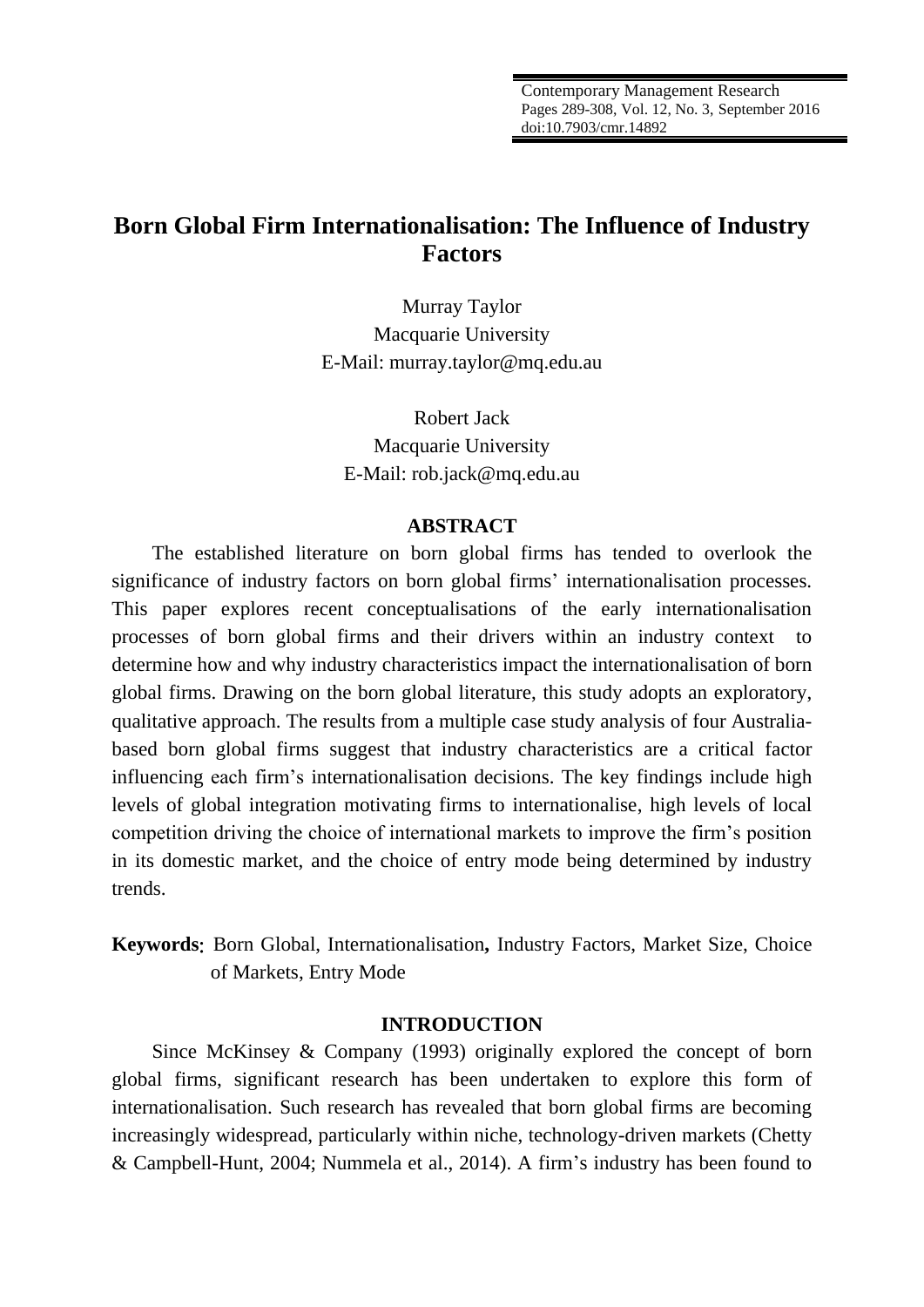# Born Global Firm Internationalisation: The Influence of Industry Factors

Murray Taylor
Macquarie University
E-Mail: murray.taylor@mq.edu.au

Robert Jack
Macquarie University
E-Mail: rob.jack@mq.edu.au

## ABSTRACT

The established literature on born global firms has tended to overlook the significance of industry factors on born global firms' internationalisation processes. This paper explores recent conceptualisations of the early internationalisation processes of born global firms and their drivers within an industry context to determine how and why industry characteristics impact the internationalisation of born global firms. Drawing on the born global literature, this study adopts an exploratory, qualitative approach. The results from a multiple case study analysis of four Australia-based born global firms suggest that industry characteristics are a critical factor influencing each firm's internationalisation decisions. The key findings include high levels of global integration motivating firms to internationalise, high levels of local competition driving the choice of international markets to improve the firm's position in its domestic market, and the choice of entry mode being determined by industry trends.

**Keywords**: Born Global, Internationalisation**,** Industry Factors, Market Size, Choice of Markets, Entry Mode

## INTRODUCTION

Since McKinsey & Company (1993) originally explored the concept of born global firms, significant research has been undertaken to explore this form of internationalisation. Such research has revealed that born global firms are becoming increasingly widespread, particularly within niche, technology-driven markets (Chetty & Campbell-Hunt, 2004; Nummela et al., 2014). A firm's industry has been found to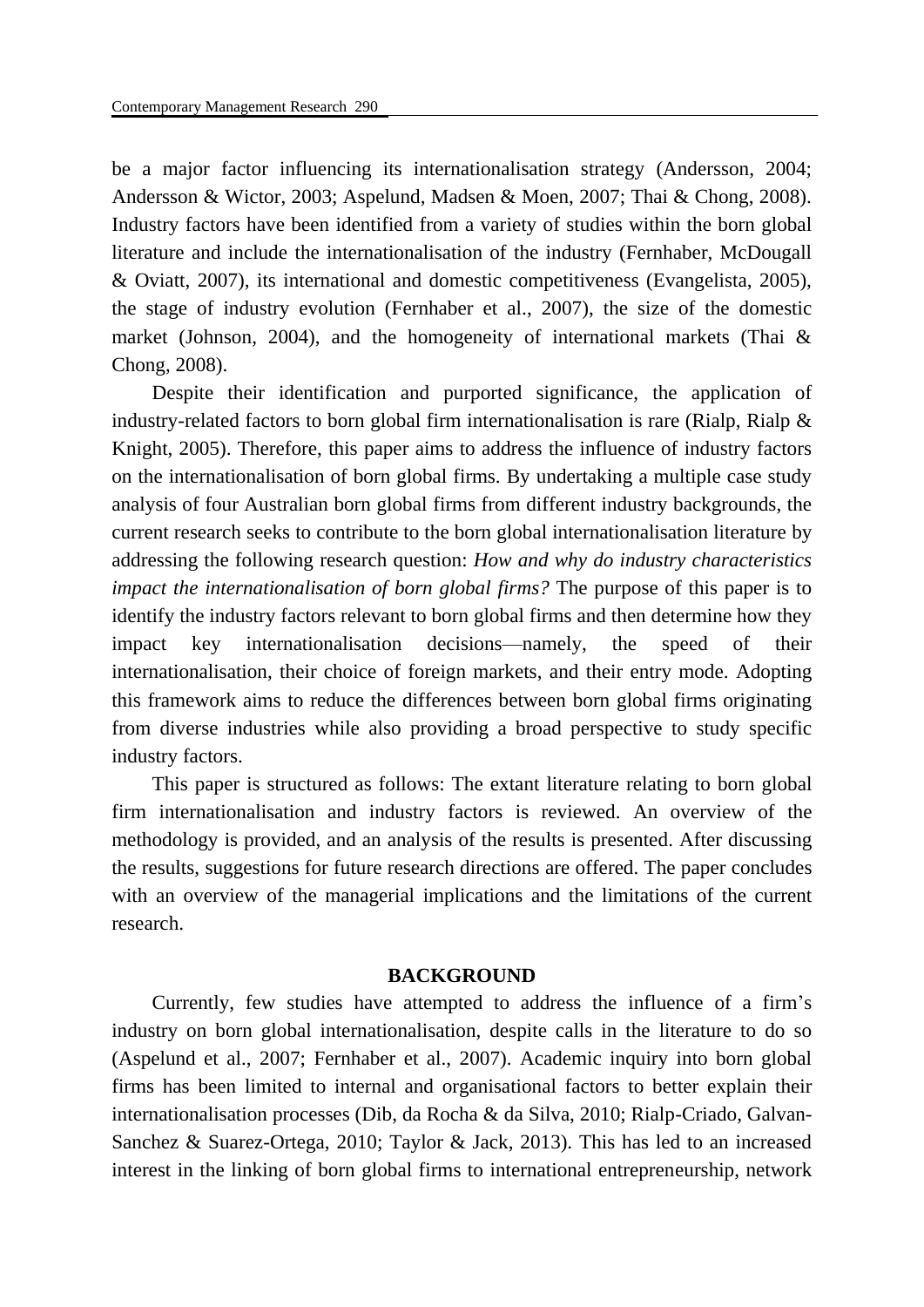be a major factor influencing its internationalisation strategy (Andersson, 2004; Andersson & Wictor, 2003; Aspelund, Madsen & Moen, 2007; Thai & Chong, 2008). Industry factors have been identified from a variety of studies within the born global literature and include the internationalisation of the industry (Fernhaber, McDougall & Oviatt, 2007), its international and domestic competitiveness (Evangelista, 2005), the stage of industry evolution (Fernhaber et al., 2007), the size of the domestic market (Johnson, 2004), and the homogeneity of international markets (Thai & Chong, 2008).

Despite their identification and purported significance, the application of industry-related factors to born global firm internationalisation is rare (Rialp, Rialp & Knight, 2005). Therefore, this paper aims to address the influence of industry factors on the internationalisation of born global firms. By undertaking a multiple case study analysis of four Australian born global firms from different industry backgrounds, the current research seeks to contribute to the born global internationalisation literature by addressing the following research question: *How and why do industry characteristics impact the internationalisation of born global firms?* The purpose of this paper is to identify the industry factors relevant to born global firms and then determine how they impact key internationalisation decisions—namely, the speed of their internationalisation, their choice of foreign markets, and their entry mode. Adopting this framework aims to reduce the differences between born global firms originating from diverse industries while also providing a broad perspective to study specific industry factors.

This paper is structured as follows: The extant literature relating to born global firm internationalisation and industry factors is reviewed. An overview of the methodology is provided, and an analysis of the results is presented. After discussing the results, suggestions for future research directions are offered. The paper concludes with an overview of the managerial implications and the limitations of the current research.

## BACKGROUND

Currently, few studies have attempted to address the influence of a firm's industry on born global internationalisation, despite calls in the literature to do so (Aspelund et al., 2007; Fernhaber et al., 2007). Academic inquiry into born global firms has been limited to internal and organisational factors to better explain their internationalisation processes (Dib, da Rocha & da Silva, 2010; Rialp-Criado, Galvan-Sanchez & Suarez-Ortega, 2010; Taylor & Jack, 2013). This has led to an increased interest in the linking of born global firms to international entrepreneurship, network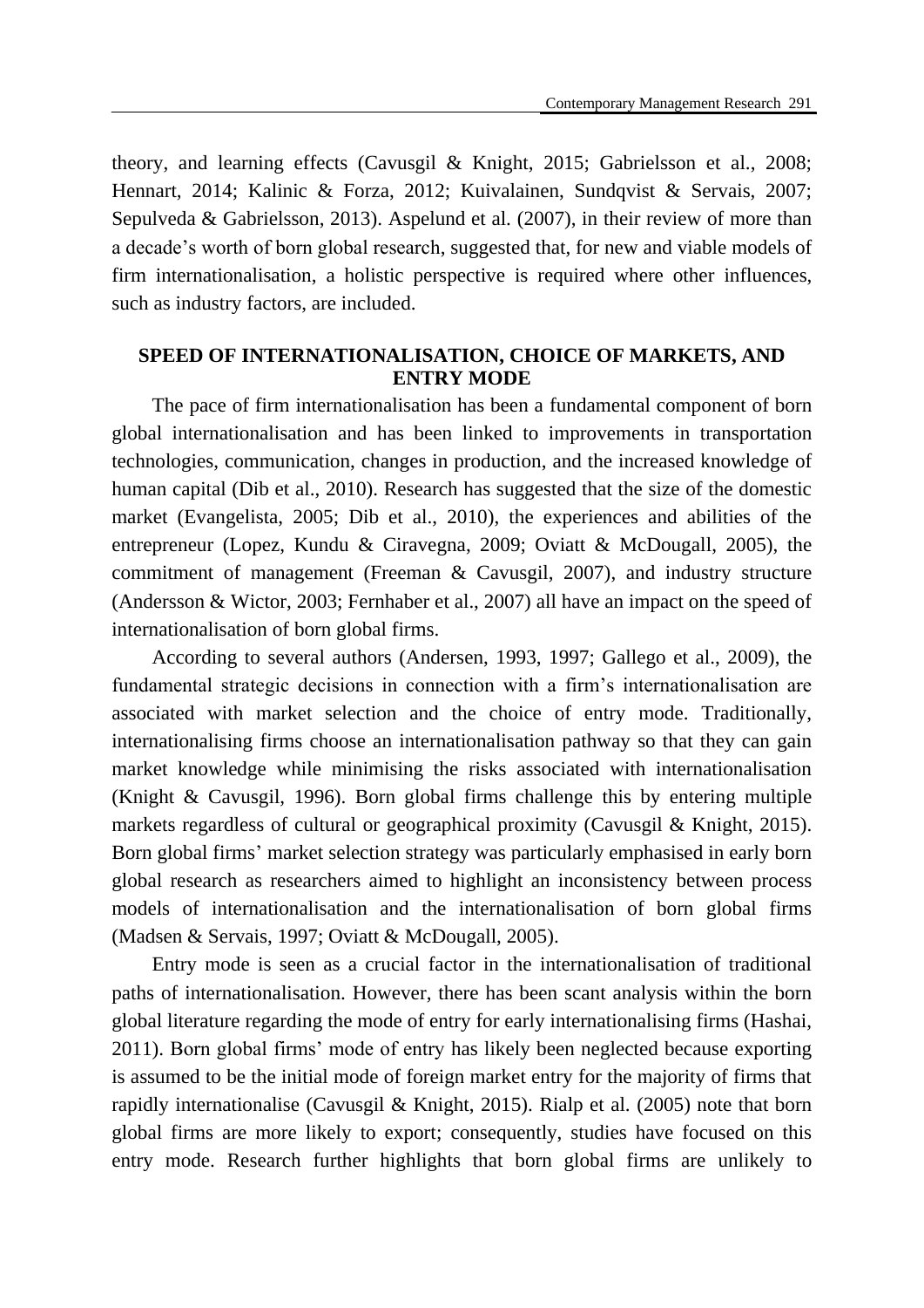theory, and learning effects (Cavusgil & Knight, 2015; Gabrielsson et al., 2008; Hennart, 2014; Kalinic & Forza, 2012; Kuivalainen, Sundqvist & Servais, 2007; Sepulveda & Gabrielsson, 2013). Aspelund et al. (2007), in their review of more than a decade's worth of born global research, suggested that, for new and viable models of firm internationalisation, a holistic perspective is required where other influences, such as industry factors, are included.

## SPEED OF INTERNATIONALISATION, CHOICE OF MARKETS, AND ENTRY MODE

The pace of firm internationalisation has been a fundamental component of born global internationalisation and has been linked to improvements in transportation technologies, communication, changes in production, and the increased knowledge of human capital (Dib et al., 2010). Research has suggested that the size of the domestic market (Evangelista, 2005; Dib et al., 2010), the experiences and abilities of the entrepreneur (Lopez, Kundu & Ciravegna, 2009; Oviatt & McDougall, 2005), the commitment of management (Freeman & Cavusgil, 2007), and industry structure (Andersson & Wictor, 2003; Fernhaber et al., 2007) all have an impact on the speed of internationalisation of born global firms.

According to several authors (Andersen, 1993, 1997; Gallego et al., 2009), the fundamental strategic decisions in connection with a firm's internationalisation are associated with market selection and the choice of entry mode. Traditionally, internationalising firms choose an internationalisation pathway so that they can gain market knowledge while minimising the risks associated with internationalisation (Knight & Cavusgil, 1996). Born global firms challenge this by entering multiple markets regardless of cultural or geographical proximity (Cavusgil & Knight, 2015). Born global firms' market selection strategy was particularly emphasised in early born global research as researchers aimed to highlight an inconsistency between process models of internationalisation and the internationalisation of born global firms (Madsen & Servais, 1997; Oviatt & McDougall, 2005).

Entry mode is seen as a crucial factor in the internationalisation of traditional paths of internationalisation. However, there has been scant analysis within the born global literature regarding the mode of entry for early internationalising firms (Hashai, 2011). Born global firms' mode of entry has likely been neglected because exporting is assumed to be the initial mode of foreign market entry for the majority of firms that rapidly internationalise (Cavusgil & Knight, 2015). Rialp et al. (2005) note that born global firms are more likely to export; consequently, studies have focused on this entry mode. Research further highlights that born global firms are unlikely to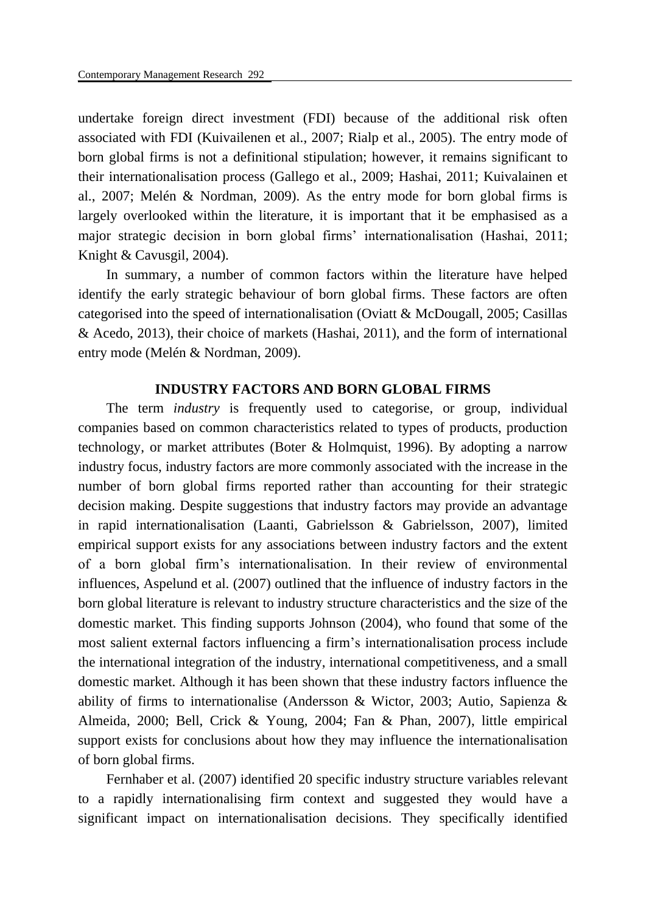undertake foreign direct investment (FDI) because of the additional risk often associated with FDI (Kuivailenen et al., 2007; Rialp et al., 2005). The entry mode of born global firms is not a definitional stipulation; however, it remains significant to their internationalisation process (Gallego et al., 2009; Hashai, 2011; Kuivalainen et al., 2007; Melén & Nordman, 2009). As the entry mode for born global firms is largely overlooked within the literature, it is important that it be emphasised as a major strategic decision in born global firms' internationalisation (Hashai, 2011; Knight & Cavusgil, 2004).

In summary, a number of common factors within the literature have helped identify the early strategic behaviour of born global firms. These factors are often categorised into the speed of internationalisation (Oviatt & McDougall, 2005; Casillas & Acedo, 2013), their choice of markets (Hashai, 2011), and the form of international entry mode (Melén & Nordman, 2009).

## INDUSTRY FACTORS AND BORN GLOBAL FIRMS

The term *industry* is frequently used to categorise, or group, individual companies based on common characteristics related to types of products, production technology, or market attributes (Boter & Holmquist, 1996). By adopting a narrow industry focus, industry factors are more commonly associated with the increase in the number of born global firms reported rather than accounting for their strategic decision making. Despite suggestions that industry factors may provide an advantage in rapid internationalisation (Laanti, Gabrielsson & Gabrielsson, 2007), limited empirical support exists for any associations between industry factors and the extent of a born global firm's internationalisation. In their review of environmental influences, Aspelund et al. (2007) outlined that the influence of industry factors in the born global literature is relevant to industry structure characteristics and the size of the domestic market. This finding supports Johnson (2004), who found that some of the most salient external factors influencing a firm's internationalisation process include the international integration of the industry, international competitiveness, and a small domestic market. Although it has been shown that these industry factors influence the ability of firms to internationalise (Andersson & Wictor, 2003; Autio, Sapienza & Almeida, 2000; Bell, Crick & Young, 2004; Fan & Phan, 2007), little empirical support exists for conclusions about how they may influence the internationalisation of born global firms.

Fernhaber et al. (2007) identified 20 specific industry structure variables relevant to a rapidly internationalising firm context and suggested they would have a significant impact on internationalisation decisions. They specifically identified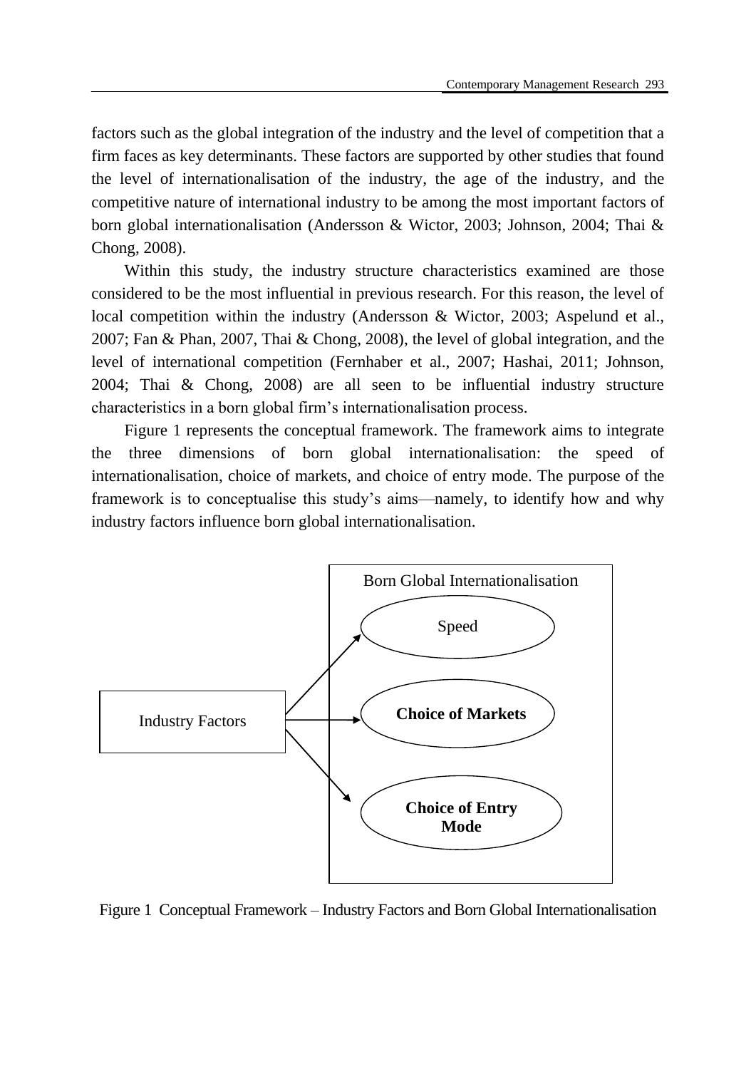factors such as the global integration of the industry and the level of competition that a firm faces as key determinants. These factors are supported by other studies that found the level of internationalisation of the industry, the age of the industry, and the competitive nature of international industry to be among the most important factors of born global internationalisation (Andersson & Wictor, 2003; Johnson, 2004; Thai & Chong, 2008).

Within this study, the industry structure characteristics examined are those considered to be the most influential in previous research. For this reason, the level of local competition within the industry (Andersson & Wictor, 2003; Aspelund et al., 2007; Fan & Phan, 2007, Thai & Chong, 2008), the level of global integration, and the level of international competition (Fernhaber et al., 2007; Hashai, 2011; Johnson, 2004; Thai & Chong, 2008) are all seen to be influential industry structure characteristics in a born global firm's internationalisation process.

Figure 1 represents the conceptual framework. The framework aims to integrate the three dimensions of born global internationalisation: the speed of internationalisation, choice of markets, and choice of entry mode. The purpose of the framework is to conceptualise this study's aims—namely, to identify how and why industry factors influence born global internationalisation.

Industry Factors → Born Global Internationalisation: Speed; **Choice of Markets**; **Choice of Entry Mode**

Figure 1 Conceptual Framework – Industry Factors and Born Global Internationalisation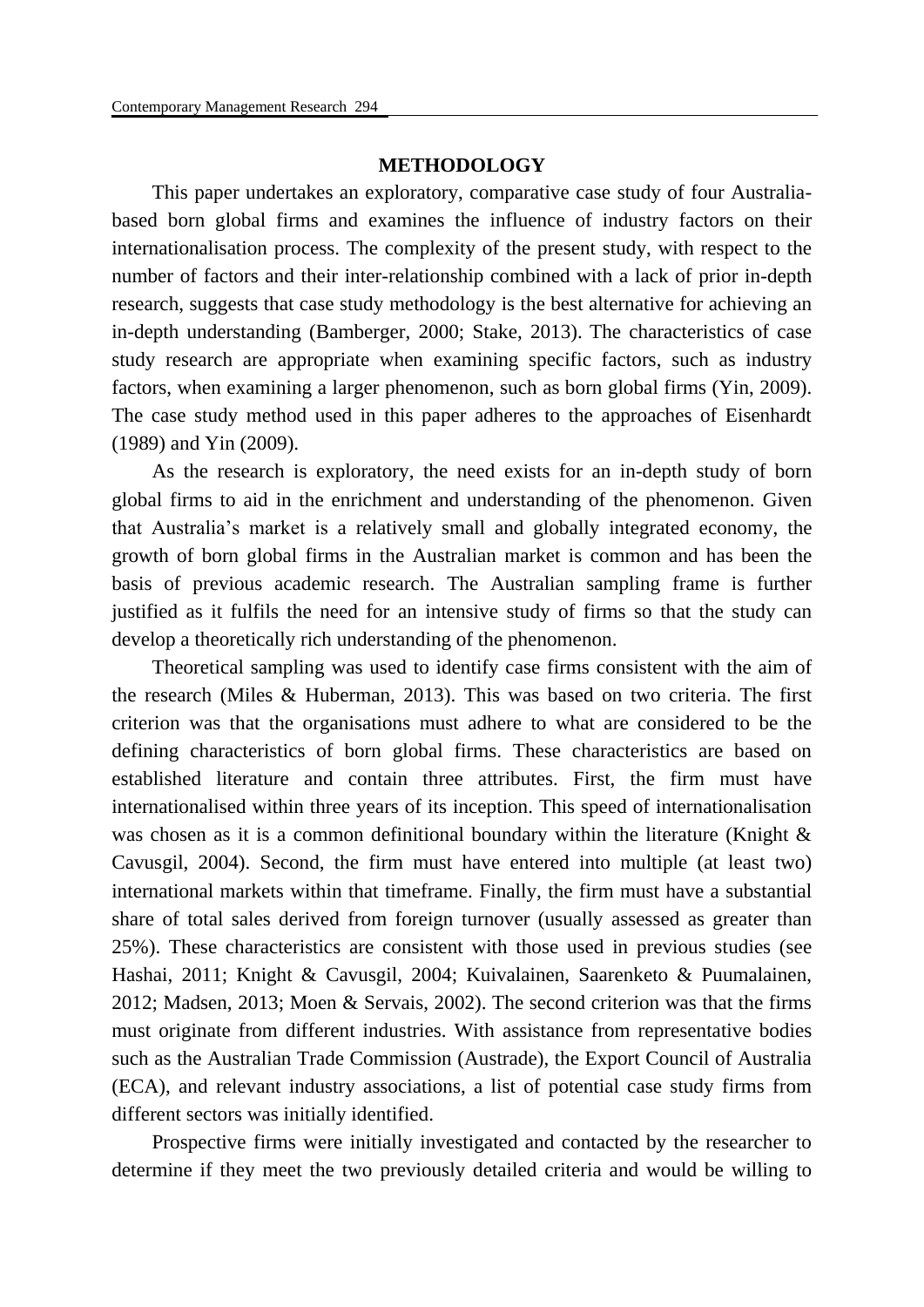## METHODOLOGY

This paper undertakes an exploratory, comparative case study of four Australia-based born global firms and examines the influence of industry factors on their internationalisation process. The complexity of the present study, with respect to the number of factors and their inter-relationship combined with a lack of prior in-depth research, suggests that case study methodology is the best alternative for achieving an in-depth understanding (Bamberger, 2000; Stake, 2013). The characteristics of case study research are appropriate when examining specific factors, such as industry factors, when examining a larger phenomenon, such as born global firms (Yin, 2009). The case study method used in this paper adheres to the approaches of Eisenhardt (1989) and Yin (2009).

As the research is exploratory, the need exists for an in-depth study of born global firms to aid in the enrichment and understanding of the phenomenon. Given that Australia's market is a relatively small and globally integrated economy, the growth of born global firms in the Australian market is common and has been the basis of previous academic research. The Australian sampling frame is further justified as it fulfils the need for an intensive study of firms so that the study can develop a theoretically rich understanding of the phenomenon.

Theoretical sampling was used to identify case firms consistent with the aim of the research (Miles & Huberman, 2013). This was based on two criteria. The first criterion was that the organisations must adhere to what are considered to be the defining characteristics of born global firms. These characteristics are based on established literature and contain three attributes. First, the firm must have internationalised within three years of its inception. This speed of internationalisation was chosen as it is a common definitional boundary within the literature (Knight & Cavusgil, 2004). Second, the firm must have entered into multiple (at least two) international markets within that timeframe. Finally, the firm must have a substantial share of total sales derived from foreign turnover (usually assessed as greater than 25%). These characteristics are consistent with those used in previous studies (see Hashai, 2011; Knight & Cavusgil, 2004; Kuivalainen, Saarenketo & Puumalainen, 2012; Madsen, 2013; Moen & Servais, 2002). The second criterion was that the firms must originate from different industries. With assistance from representative bodies such as the Australian Trade Commission (Austrade), the Export Council of Australia (ECA), and relevant industry associations, a list of potential case study firms from different sectors was initially identified.

Prospective firms were initially investigated and contacted by the researcher to determine if they meet the two previously detailed criteria and would be willing to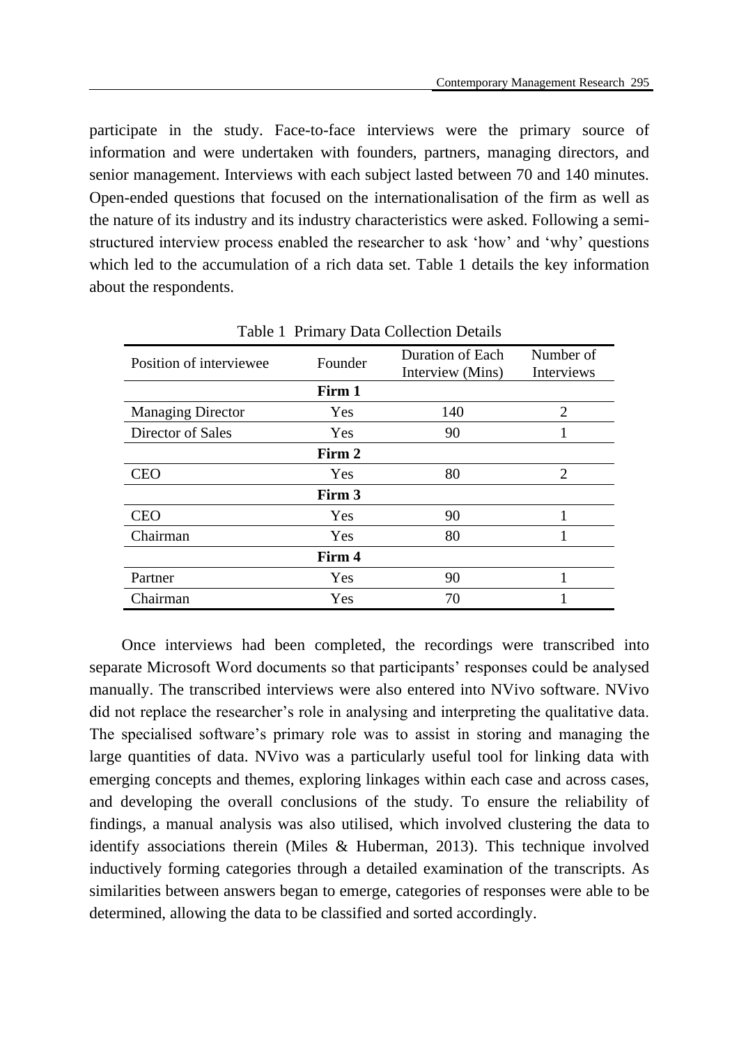participate in the study. Face-to-face interviews were the primary source of information and were undertaken with founders, partners, managing directors, and senior management. Interviews with each subject lasted between 70 and 140 minutes. Open-ended questions that focused on the internationalisation of the firm as well as the nature of its industry and its industry characteristics were asked. Following a semi-structured interview process enabled the researcher to ask 'how' and 'why' questions which led to the accumulation of a rich data set. Table 1 details the key information about the respondents.

Table 1 Primary Data Collection Details

| Position of interviewee | Founder | Duration of Each Interview (Mins) | Number of Interviews |
|---|---|---|---|
| | **Firm 1** | | |
| Managing Director | Yes | 140 | 2 |
| Director of Sales | Yes | 90 | 1 |
| | **Firm 2** | | |
| CEO | Yes | 80 | 2 |
| | **Firm 3** | | |
| CEO | Yes | 90 | 1 |
| Chairman | Yes | 80 | 1 |
| | **Firm 4** | | |
| Partner | Yes | 90 | 1 |
| Chairman | Yes | 70 | 1 |

Once interviews had been completed, the recordings were transcribed into separate Microsoft Word documents so that participants' responses could be analysed manually. The transcribed interviews were also entered into NVivo software. NVivo did not replace the researcher's role in analysing and interpreting the qualitative data. The specialised software's primary role was to assist in storing and managing the large quantities of data. NVivo was a particularly useful tool for linking data with emerging concepts and themes, exploring linkages within each case and across cases, and developing the overall conclusions of the study. To ensure the reliability of findings, a manual analysis was also utilised, which involved clustering the data to identify associations therein (Miles & Huberman, 2013). This technique involved inductively forming categories through a detailed examination of the transcripts. As similarities between answers began to emerge, categories of responses were able to be determined, allowing the data to be classified and sorted accordingly.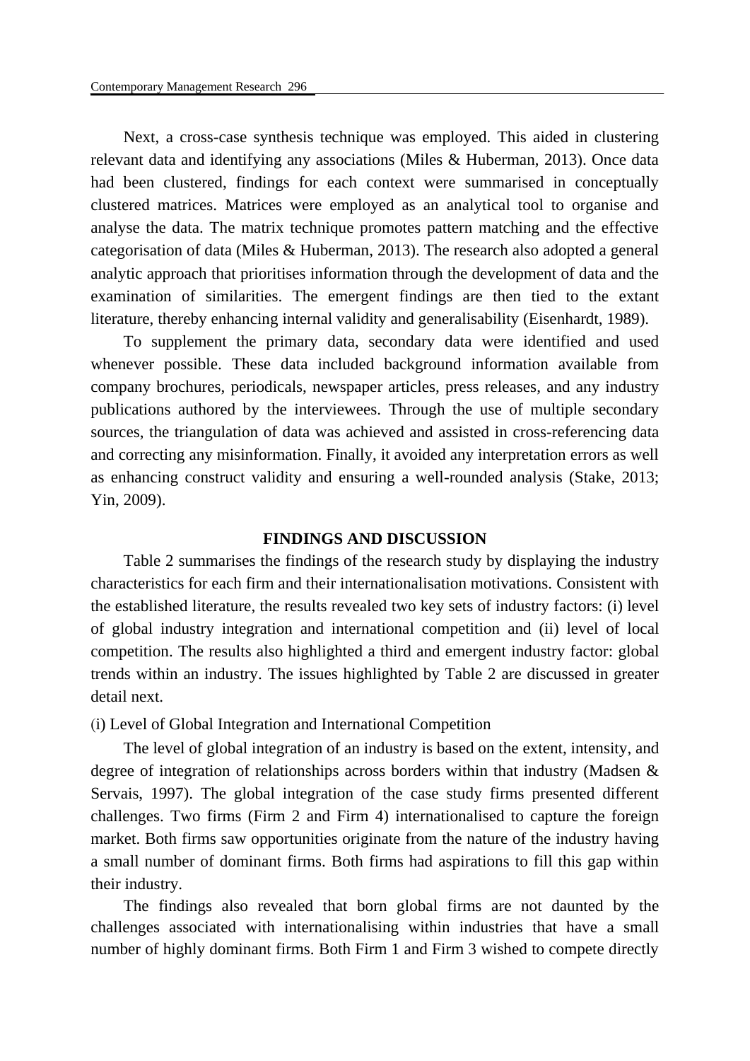Next, a cross-case synthesis technique was employed. This aided in clustering relevant data and identifying any associations (Miles & Huberman, 2013). Once data had been clustered, findings for each context were summarised in conceptually clustered matrices. Matrices were employed as an analytical tool to organise and analyse the data. The matrix technique promotes pattern matching and the effective categorisation of data (Miles & Huberman, 2013). The research also adopted a general analytic approach that prioritises information through the development of data and the examination of similarities. The emergent findings are then tied to the extant literature, thereby enhancing internal validity and generalisability (Eisenhardt, 1989).

To supplement the primary data, secondary data were identified and used whenever possible. These data included background information available from company brochures, periodicals, newspaper articles, press releases, and any industry publications authored by the interviewees. Through the use of multiple secondary sources, the triangulation of data was achieved and assisted in cross-referencing data and correcting any misinformation. Finally, it avoided any interpretation errors as well as enhancing construct validity and ensuring a well-rounded analysis (Stake, 2013; Yin, 2009).

## FINDINGS AND DISCUSSION

Table 2 summarises the findings of the research study by displaying the industry characteristics for each firm and their internationalisation motivations. Consistent with the established literature, the results revealed two key sets of industry factors: (i) level of global industry integration and international competition and (ii) level of local competition. The results also highlighted a third and emergent industry factor: global trends within an industry. The issues highlighted by Table 2 are discussed in greater detail next.

### (i) Level of Global Integration and International Competition

The level of global integration of an industry is based on the extent, intensity, and degree of integration of relationships across borders within that industry (Madsen & Servais, 1997). The global integration of the case study firms presented different challenges. Two firms (Firm 2 and Firm 4) internationalised to capture the foreign market. Both firms saw opportunities originate from the nature of the industry having a small number of dominant firms. Both firms had aspirations to fill this gap within their industry.

The findings also revealed that born global firms are not daunted by the challenges associated with internationalising within industries that have a small number of highly dominant firms. Both Firm 1 and Firm 3 wished to compete directly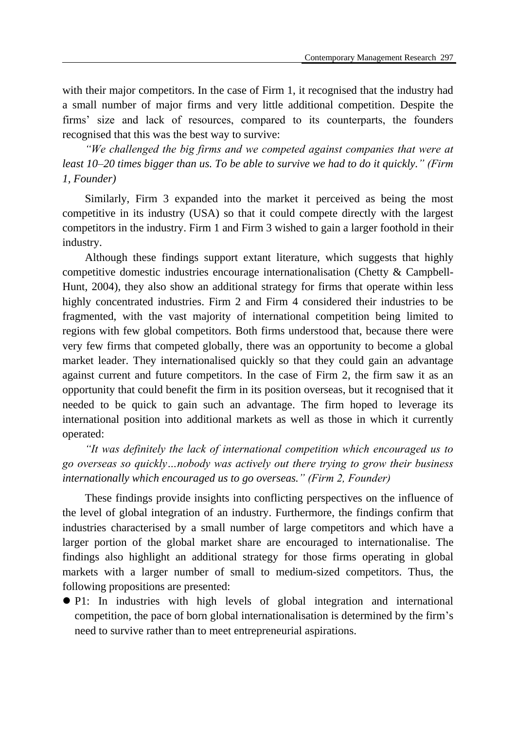with their major competitors. In the case of Firm 1, it recognised that the industry had a small number of major firms and very little additional competition. Despite the firms' size and lack of resources, compared to its counterparts, the founders recognised that this was the best way to survive:

*"We challenged the big firms and we competed against companies that were at least 10–20 times bigger than us. To be able to survive we had to do it quickly." (Firm 1, Founder)*

Similarly, Firm 3 expanded into the market it perceived as being the most competitive in its industry (USA) so that it could compete directly with the largest competitors in the industry. Firm 1 and Firm 3 wished to gain a larger foothold in their industry.

Although these findings support extant literature, which suggests that highly competitive domestic industries encourage internationalisation (Chetty & Campbell-Hunt, 2004), they also show an additional strategy for firms that operate within less highly concentrated industries. Firm 2 and Firm 4 considered their industries to be fragmented, with the vast majority of international competition being limited to regions with few global competitors. Both firms understood that, because there were very few firms that competed globally, there was an opportunity to become a global market leader. They internationalised quickly so that they could gain an advantage against current and future competitors. In the case of Firm 2, the firm saw it as an opportunity that could benefit the firm in its position overseas, but it recognised that it needed to be quick to gain such an advantage. The firm hoped to leverage its international position into additional markets as well as those in which it currently operated:

*"It was definitely the lack of international competition which encouraged us to go overseas so quickly…nobody was actively out there trying to grow their business internationally which encouraged us to go overseas." (Firm 2, Founder)*

These findings provide insights into conflicting perspectives on the influence of the level of global integration of an industry. Furthermore, the findings confirm that industries characterised by a small number of large competitors and which have a larger portion of the global market share are encouraged to internationalise. The findings also highlight an additional strategy for those firms operating in global markets with a larger number of small to medium-sized competitors. Thus, the following propositions are presented:

- P1: In industries with high levels of global integration and international competition, the pace of born global internationalisation is determined by the firm's need to survive rather than to meet entrepreneurial aspirations.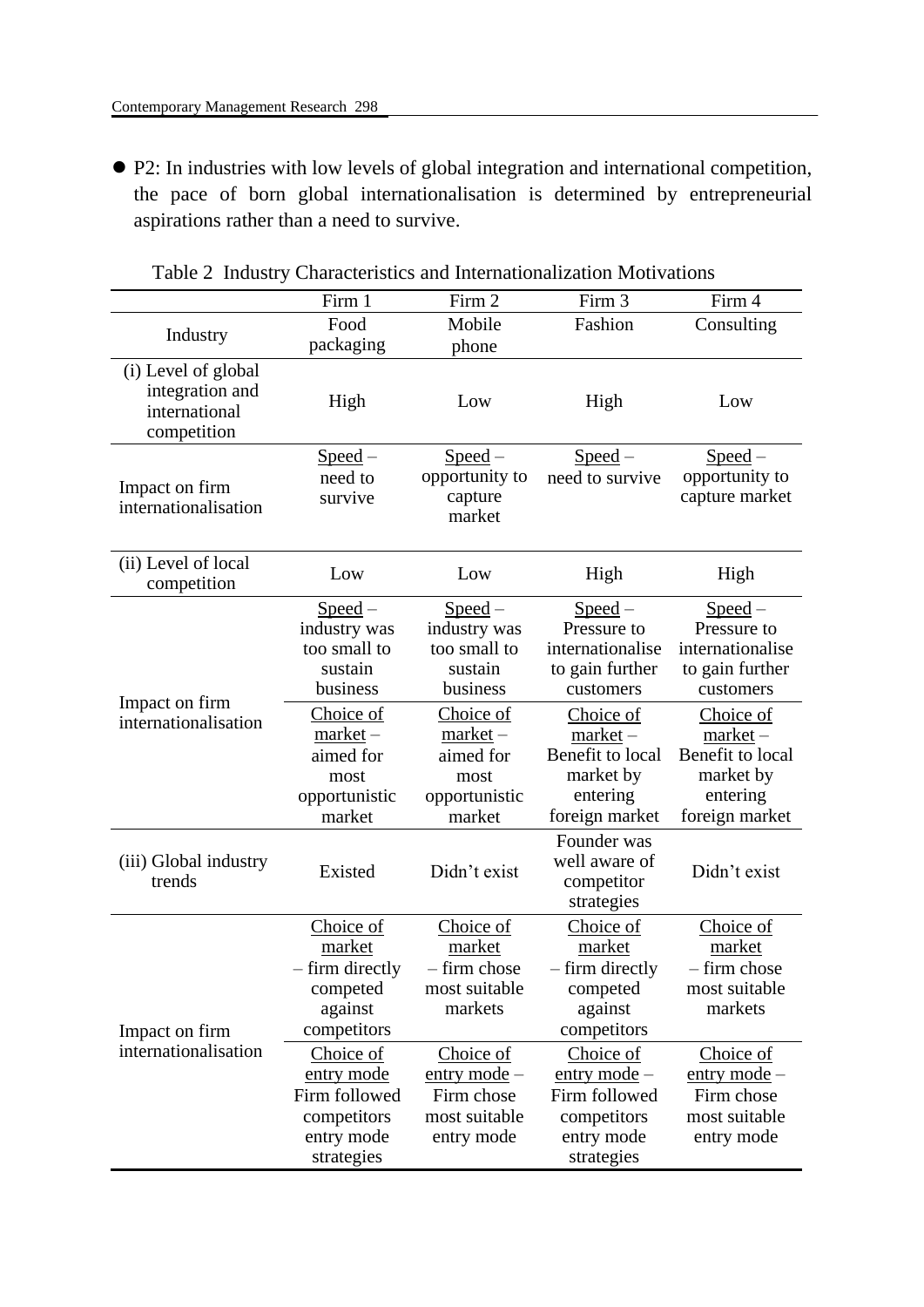- P2: In industries with low levels of global integration and international competition, the pace of born global internationalisation is determined by entrepreneurial aspirations rather than a need to survive.

Table 2 Industry Characteristics and Internationalization Motivations

| | Firm 1 | Firm 2 | Firm 3 | Firm 4 |
|---|---|---|---|---|
| Industry | Food packaging | Mobile phone | Fashion | Consulting |
| (i) Level of global integration and international competition | High | Low | High | Low |
| Impact on firm internationalisation | Speed – need to survive | Speed – opportunity to capture market | Speed – need to survive | Speed – opportunity to capture market |
| (ii) Level of local competition | Low | Low | High | High |
| Impact on firm internationalisation | Speed – industry was too small to sustain business | Speed – industry was too small to sustain business | Speed – Pressure to internationalise to gain further customers | Speed – Pressure to internationalise to gain further customers |
| | Choice of market – aimed for most opportunistic market | Choice of market – aimed for most opportunistic market | Choice of market – Benefit to local market by entering foreign market | Choice of market – Benefit to local market by entering foreign market |
| (iii) Global industry trends | Existed | Didn't exist | Founder was well aware of competitor strategies | Didn't exist |
| Impact on firm internationalisation | Choice of market – firm directly competed against competitors | Choice of market – firm chose most suitable markets | Choice of market – firm directly competed against competitors | Choice of market – firm chose most suitable markets |
| | Choice of entry mode Firm followed competitors entry mode strategies | Choice of entry mode – Firm chose most suitable entry mode | Choice of entry mode – Firm followed competitors entry mode strategies | Choice of entry mode – Firm chose most suitable entry mode |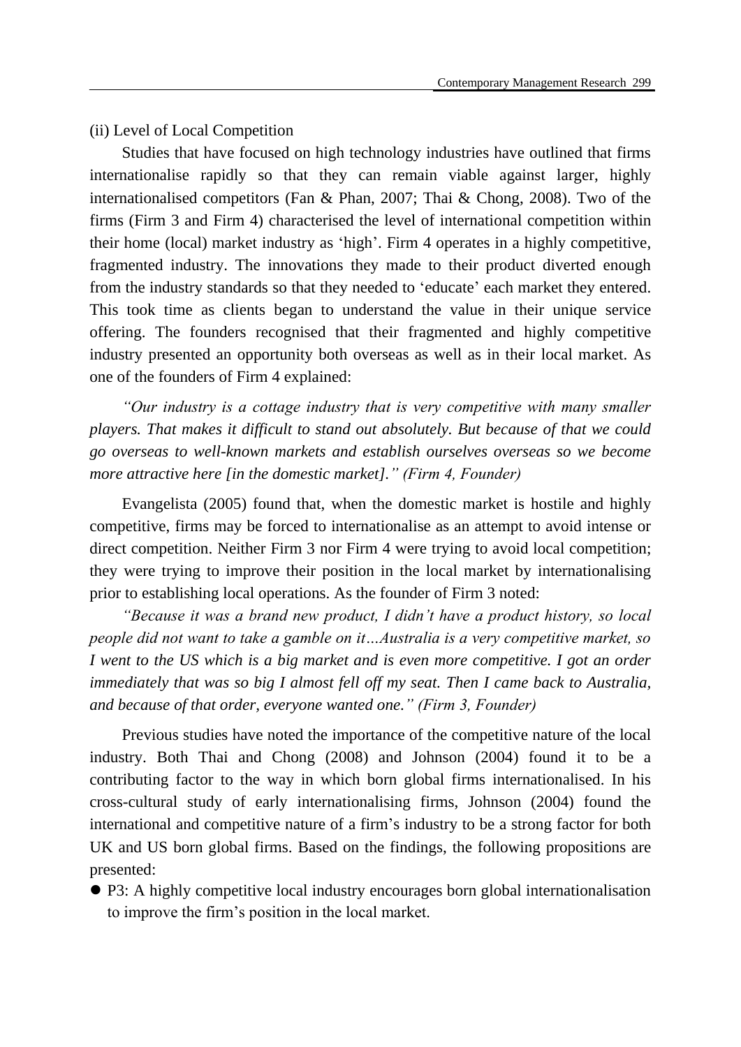(ii) Level of Local Competition

Studies that have focused on high technology industries have outlined that firms internationalise rapidly so that they can remain viable against larger, highly internationalised competitors (Fan & Phan, 2007; Thai & Chong, 2008). Two of the firms (Firm 3 and Firm 4) characterised the level of international competition within their home (local) market industry as 'high'. Firm 4 operates in a highly competitive, fragmented industry. The innovations they made to their product diverted enough from the industry standards so that they needed to 'educate' each market they entered. This took time as clients began to understand the value in their unique service offering. The founders recognised that their fragmented and highly competitive industry presented an opportunity both overseas as well as in their local market. As one of the founders of Firm 4 explained:

*"Our industry is a cottage industry that is very competitive with many smaller players. That makes it difficult to stand out absolutely. But because of that we could go overseas to well-known markets and establish ourselves overseas so we become more attractive here [in the domestic market]." (Firm 4, Founder)*

Evangelista (2005) found that, when the domestic market is hostile and highly competitive, firms may be forced to internationalise as an attempt to avoid intense or direct competition. Neither Firm 3 nor Firm 4 were trying to avoid local competition; they were trying to improve their position in the local market by internationalising prior to establishing local operations. As the founder of Firm 3 noted:

*"Because it was a brand new product, I didn't have a product history, so local people did not want to take a gamble on it…Australia is a very competitive market, so I went to the US which is a big market and is even more competitive. I got an order immediately that was so big I almost fell off my seat. Then I came back to Australia, and because of that order, everyone wanted one." (Firm 3, Founder)*

Previous studies have noted the importance of the competitive nature of the local industry. Both Thai and Chong (2008) and Johnson (2004) found it to be a contributing factor to the way in which born global firms internationalised. In his cross-cultural study of early internationalising firms, Johnson (2004) found the international and competitive nature of a firm's industry to be a strong factor for both UK and US born global firms. Based on the findings, the following propositions are presented:

- P3: A highly competitive local industry encourages born global internationalisation to improve the firm's position in the local market.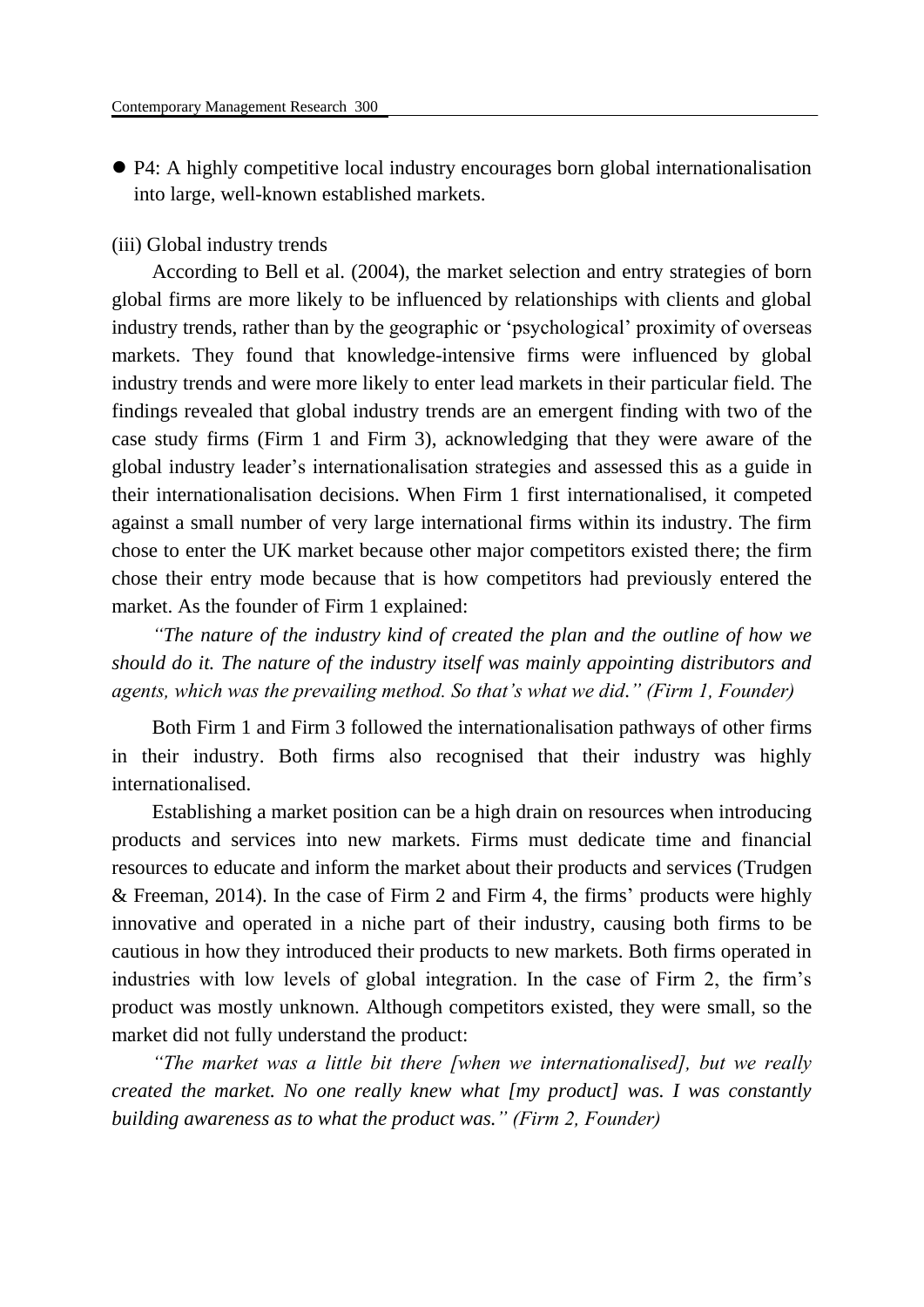- P4: A highly competitive local industry encourages born global internationalisation into large, well-known established markets.

(iii) Global industry trends

According to Bell et al. (2004), the market selection and entry strategies of born global firms are more likely to be influenced by relationships with clients and global industry trends, rather than by the geographic or 'psychological' proximity of overseas markets. They found that knowledge-intensive firms were influenced by global industry trends and were more likely to enter lead markets in their particular field. The findings revealed that global industry trends are an emergent finding with two of the case study firms (Firm 1 and Firm 3), acknowledging that they were aware of the global industry leader's internationalisation strategies and assessed this as a guide in their internationalisation decisions. When Firm 1 first internationalised, it competed against a small number of very large international firms within its industry. The firm chose to enter the UK market because other major competitors existed there; the firm chose their entry mode because that is how competitors had previously entered the market. As the founder of Firm 1 explained:

*"The nature of the industry kind of created the plan and the outline of how we should do it. The nature of the industry itself was mainly appointing distributors and agents, which was the prevailing method. So that's what we did." (Firm 1, Founder)*

Both Firm 1 and Firm 3 followed the internationalisation pathways of other firms in their industry. Both firms also recognised that their industry was highly internationalised.

Establishing a market position can be a high drain on resources when introducing products and services into new markets. Firms must dedicate time and financial resources to educate and inform the market about their products and services (Trudgen & Freeman, 2014). In the case of Firm 2 and Firm 4, the firms' products were highly innovative and operated in a niche part of their industry, causing both firms to be cautious in how they introduced their products to new markets. Both firms operated in industries with low levels of global integration. In the case of Firm 2, the firm's product was mostly unknown. Although competitors existed, they were small, so the market did not fully understand the product:

*"The market was a little bit there [when we internationalised], but we really created the market. No one really knew what [my product] was. I was constantly building awareness as to what the product was." (Firm 2, Founder)*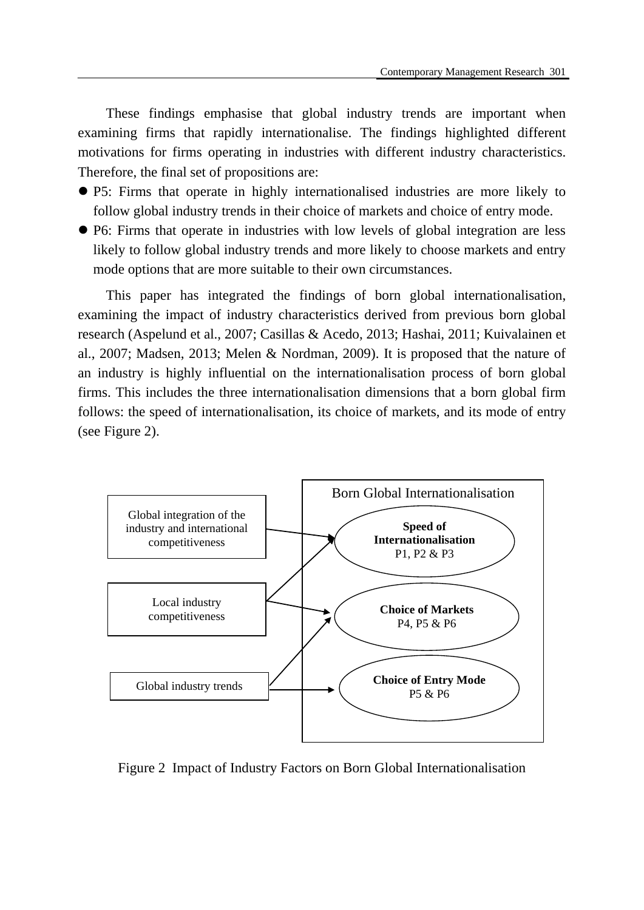These findings emphasise that global industry trends are important when examining firms that rapidly internationalise. The findings highlighted different motivations for firms operating in industries with different industry characteristics. Therefore, the final set of propositions are:

- P5: Firms that operate in highly internationalised industries are more likely to follow global industry trends in their choice of markets and choice of entry mode.
- P6: Firms that operate in industries with low levels of global integration are less likely to follow global industry trends and more likely to choose markets and entry mode options that are more suitable to their own circumstances.

This paper has integrated the findings of born global internationalisation, examining the impact of industry characteristics derived from previous born global research (Aspelund et al., 2007; Casillas & Acedo, 2013; Hashai, 2011; Kuivalainen et al., 2007; Madsen, 2013; Melen & Nordman, 2009). It is proposed that the nature of an industry is highly influential on the internationalisation process of born global firms. This includes the three internationalisation dimensions that a born global firm follows: the speed of internationalisation, its choice of markets, and its mode of entry (see Figure 2).

Born Global Internationalisation

Global integration of the industry and international competitiveness → **Speed of Internationalisation** P1, P2 & P3

Local industry competitiveness → **Speed of Internationalisation**; **Choice of Markets** P4, P5 & P6

Global industry trends → **Choice of Markets**; **Choice of Entry Mode** P5 & P6

Figure 2 Impact of Industry Factors on Born Global Internationalisation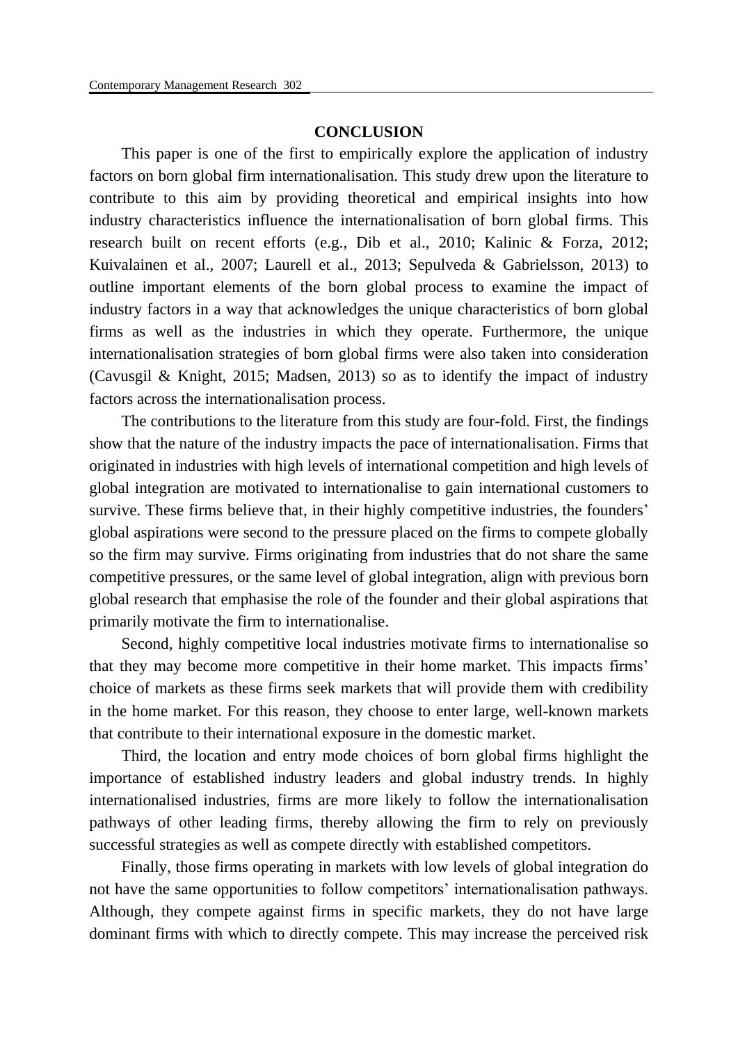## CONCLUSION

This paper is one of the first to empirically explore the application of industry factors on born global firm internationalisation. This study drew upon the literature to contribute to this aim by providing theoretical and empirical insights into how industry characteristics influence the internationalisation of born global firms. This research built on recent efforts (e.g., Dib et al., 2010; Kalinic & Forza, 2012; Kuivalainen et al., 2007; Laurell et al., 2013; Sepulveda & Gabrielsson, 2013) to outline important elements of the born global process to examine the impact of industry factors in a way that acknowledges the unique characteristics of born global firms as well as the industries in which they operate. Furthermore, the unique internationalisation strategies of born global firms were also taken into consideration (Cavusgil & Knight, 2015; Madsen, 2013) so as to identify the impact of industry factors across the internationalisation process.

The contributions to the literature from this study are four-fold. First, the findings show that the nature of the industry impacts the pace of internationalisation. Firms that originated in industries with high levels of international competition and high levels of global integration are motivated to internationalise to gain international customers to survive. These firms believe that, in their highly competitive industries, the founders' global aspirations were second to the pressure placed on the firms to compete globally so the firm may survive. Firms originating from industries that do not share the same competitive pressures, or the same level of global integration, align with previous born global research that emphasise the role of the founder and their global aspirations that primarily motivate the firm to internationalise.

Second, highly competitive local industries motivate firms to internationalise so that they may become more competitive in their home market. This impacts firms' choice of markets as these firms seek markets that will provide them with credibility in the home market. For this reason, they choose to enter large, well-known markets that contribute to their international exposure in the domestic market.

Third, the location and entry mode choices of born global firms highlight the importance of established industry leaders and global industry trends. In highly internationalised industries, firms are more likely to follow the internationalisation pathways of other leading firms, thereby allowing the firm to rely on previously successful strategies as well as compete directly with established competitors.

Finally, those firms operating in markets with low levels of global integration do not have the same opportunities to follow competitors' internationalisation pathways. Although, they compete against firms in specific markets, they do not have large dominant firms with which to directly compete. This may increase the perceived risk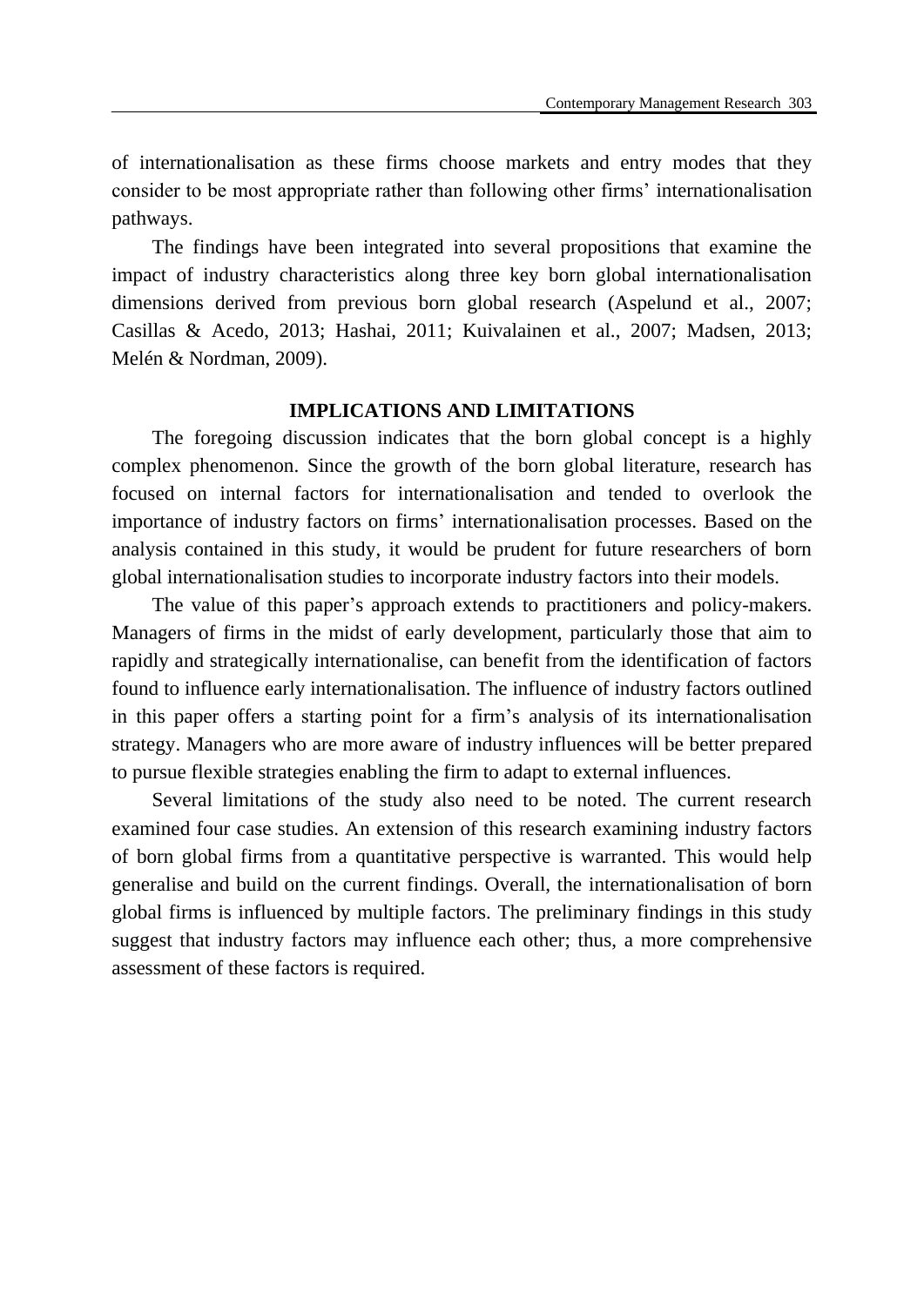of internationalisation as these firms choose markets and entry modes that they consider to be most appropriate rather than following other firms' internationalisation pathways.

The findings have been integrated into several propositions that examine the impact of industry characteristics along three key born global internationalisation dimensions derived from previous born global research (Aspelund et al., 2007; Casillas & Acedo, 2013; Hashai, 2011; Kuivalainen et al., 2007; Madsen, 2013; Melén & Nordman, 2009).

## IMPLICATIONS AND LIMITATIONS

The foregoing discussion indicates that the born global concept is a highly complex phenomenon. Since the growth of the born global literature, research has focused on internal factors for internationalisation and tended to overlook the importance of industry factors on firms' internationalisation processes. Based on the analysis contained in this study, it would be prudent for future researchers of born global internationalisation studies to incorporate industry factors into their models.

The value of this paper's approach extends to practitioners and policy-makers. Managers of firms in the midst of early development, particularly those that aim to rapidly and strategically internationalise, can benefit from the identification of factors found to influence early internationalisation. The influence of industry factors outlined in this paper offers a starting point for a firm's analysis of its internationalisation strategy. Managers who are more aware of industry influences will be better prepared to pursue flexible strategies enabling the firm to adapt to external influences.

Several limitations of the study also need to be noted. The current research examined four case studies. An extension of this research examining industry factors of born global firms from a quantitative perspective is warranted. This would help generalise and build on the current findings. Overall, the internationalisation of born global firms is influenced by multiple factors. The preliminary findings in this study suggest that industry factors may influence each other; thus, a more comprehensive assessment of these factors is required.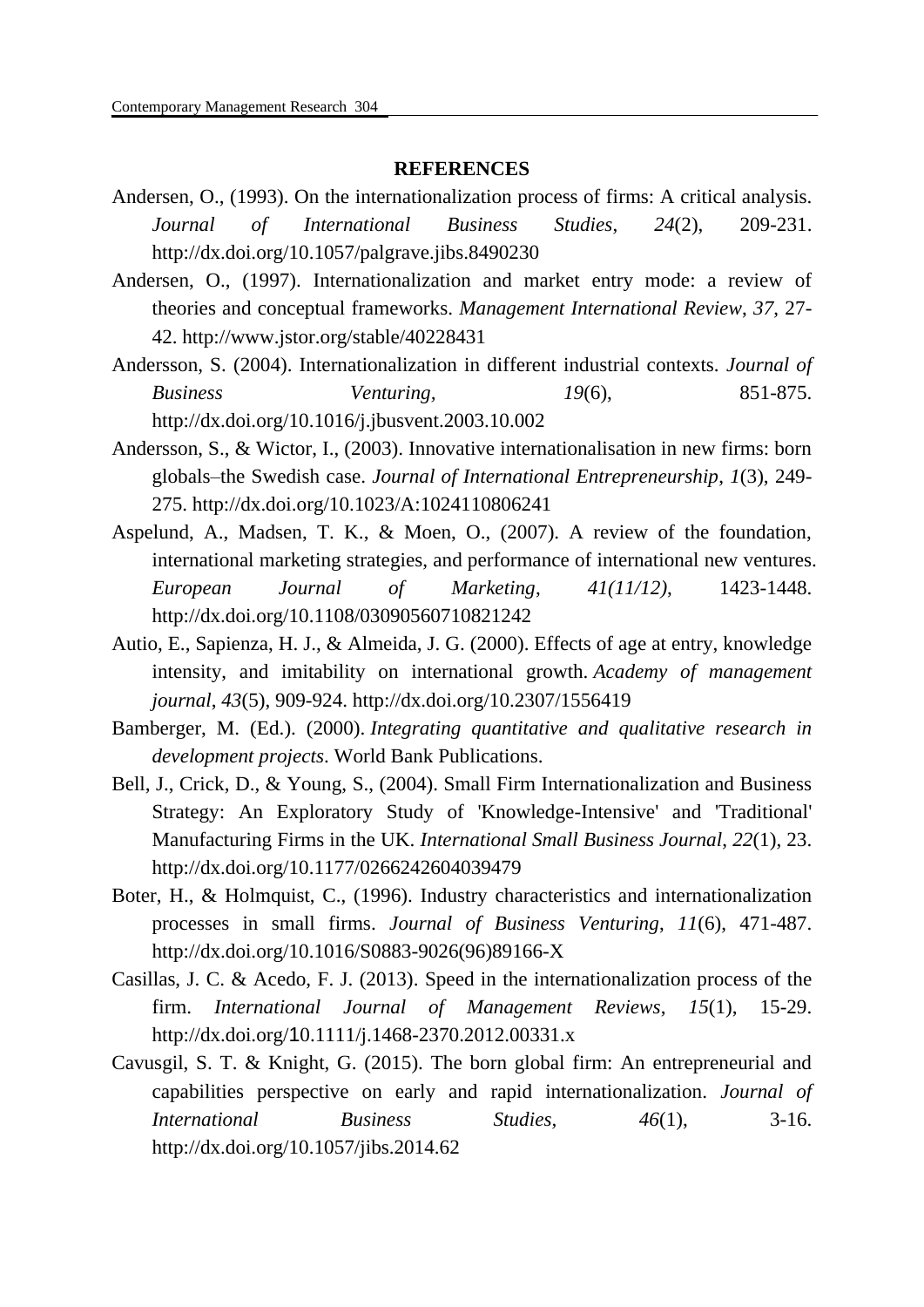## REFERENCES

Andersen, O., (1993). On the internationalization process of firms: A critical analysis. *Journal of International Business Studies*, *24*(2), 209-231. http://dx.doi.org/10.1057/palgrave.jibs.8490230

Andersen, O., (1997). Internationalization and market entry mode: a review of theories and conceptual frameworks. *Management International Review*, *37*, 27-42. http://www.jstor.org/stable/40228431

Andersson, S. (2004). Internationalization in different industrial contexts. *Journal of Business Venturing,* *19*(6), 851-875. http://dx.doi.org/10.1016/j.jbusvent.2003.10.002

Andersson, S., & Wictor, I., (2003). Innovative internationalisation in new firms: born globals–the Swedish case. *Journal of International Entrepreneurship*, *1*(3), 249-275. http://dx.doi.org/10.1023/A:1024110806241

Aspelund, A., Madsen, T. K., & Moen, O., (2007). A review of the foundation, international marketing strategies, and performance of international new ventures. *European Journal of Marketing*, *41(11/12)*, 1423-1448. http://dx.doi.org/10.1108/03090560710821242

Autio, E., Sapienza, H. J., & Almeida, J. G. (2000). Effects of age at entry, knowledge intensity, and imitability on international growth. *Academy of management journal*, *43*(5), 909-924. http://dx.doi.org/10.2307/1556419

Bamberger, M. (Ed.). (2000). *Integrating quantitative and qualitative research in development projects*. World Bank Publications.

Bell, J., Crick, D., & Young, S., (2004). Small Firm Internationalization and Business Strategy: An Exploratory Study of 'Knowledge-Intensive' and 'Traditional' Manufacturing Firms in the UK. *International Small Business Journal*, *22*(1), 23. http://dx.doi.org/10.1177/0266242604039479

Boter, H., & Holmquist, C., (1996). Industry characteristics and internationalization processes in small firms. *Journal of Business Venturing*, *11*(6), 471-487. http://dx.doi.org/10.1016/S0883-9026(96)89166-X

Casillas, J. C. & Acedo, F. J. (2013). Speed in the internationalization process of the firm. *International Journal of Management Reviews*, *15*(1), 15-29. http://dx.doi.org/10.1111/j.1468-2370.2012.00331.x

Cavusgil, S. T. & Knight, G. (2015). The born global firm: An entrepreneurial and capabilities perspective on early and rapid internationalization. *Journal of International Business Studies,* *46*(1), 3-16. http://dx.doi.org/10.1057/jibs.2014.62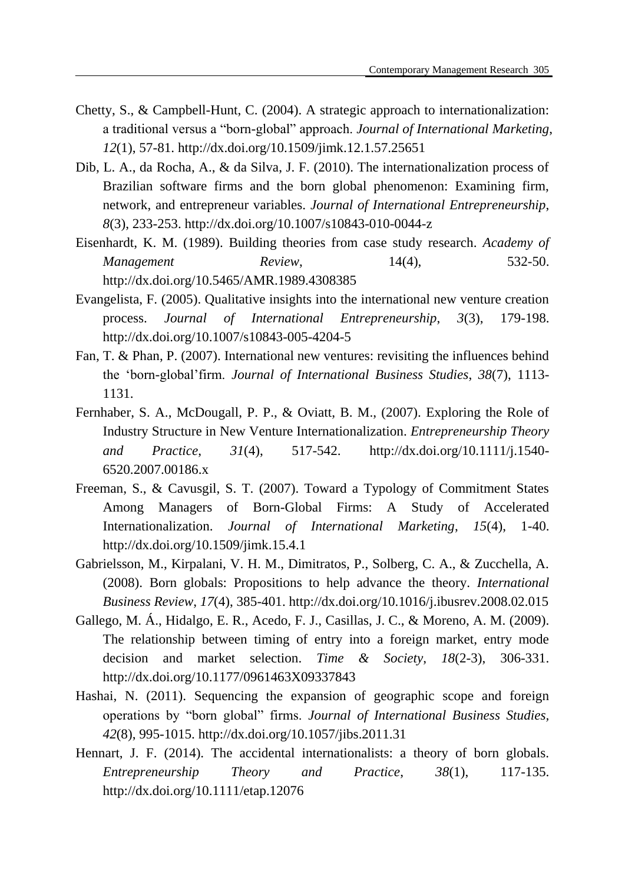Chetty, S., & Campbell-Hunt, C. (2004). A strategic approach to internationalization: a traditional versus a "born-global" approach. *Journal of International Marketing*, *12*(1), 57-81. http://dx.doi.org/10.1509/jimk.12.1.57.25651

Dib, L. A., da Rocha, A., & da Silva, J. F. (2010). The internationalization process of Brazilian software firms and the born global phenomenon: Examining firm, network, and entrepreneur variables. *Journal of International Entrepreneurship*, *8*(3), 233-253. http://dx.doi.org/10.1007/s10843-010-0044-z

Eisenhardt, K. M. (1989). Building theories from case study research. *Academy of Management Review*, 14(4), 532-50. http://dx.doi.org/10.5465/AMR.1989.4308385

Evangelista, F. (2005). Qualitative insights into the international new venture creation process. *Journal of International Entrepreneurship*, *3*(3), 179-198. http://dx.doi.org/10.1007/s10843-005-4204-5

Fan, T. & Phan, P. (2007). International new ventures: revisiting the influences behind the 'born-global'firm. *Journal of International Business Studies*, *38*(7), 1113-1131.

Fernhaber, S. A., McDougall, P. P., & Oviatt, B. M., (2007). Exploring the Role of Industry Structure in New Venture Internationalization. *Entrepreneurship Theory and Practice*, *31*(4), 517-542. http://dx.doi.org/10.1111/j.1540-6520.2007.00186.x

Freeman, S., & Cavusgil, S. T. (2007). Toward a Typology of Commitment States Among Managers of Born-Global Firms: A Study of Accelerated Internationalization. *Journal of International Marketing*, *15*(4), 1-40. http://dx.doi.org/10.1509/jimk.15.4.1

Gabrielsson, M., Kirpalani, V. H. M., Dimitratos, P., Solberg, C. A., & Zucchella, A. (2008). Born globals: Propositions to help advance the theory. *International Business Review*, *17*(4), 385-401. http://dx.doi.org/10.1016/j.ibusrev.2008.02.015

Gallego, M. Á., Hidalgo, E. R., Acedo, F. J., Casillas, J. C., & Moreno, A. M. (2009). The relationship between timing of entry into a foreign market, entry mode decision and market selection. *Time & Society*, *18*(2-3), 306-331. http://dx.doi.org/10.1177/0961463X09337843

Hashai, N. (2011). Sequencing the expansion of geographic scope and foreign operations by "born global" firms. *Journal of International Business Studies*, *42*(8), 995-1015. http://dx.doi.org/10.1057/jibs.2011.31

Hennart, J. F. (2014). The accidental internationalists: a theory of born globals. *Entrepreneurship Theory and Practice*, *38*(1), 117-135. http://dx.doi.org/10.1111/etap.12076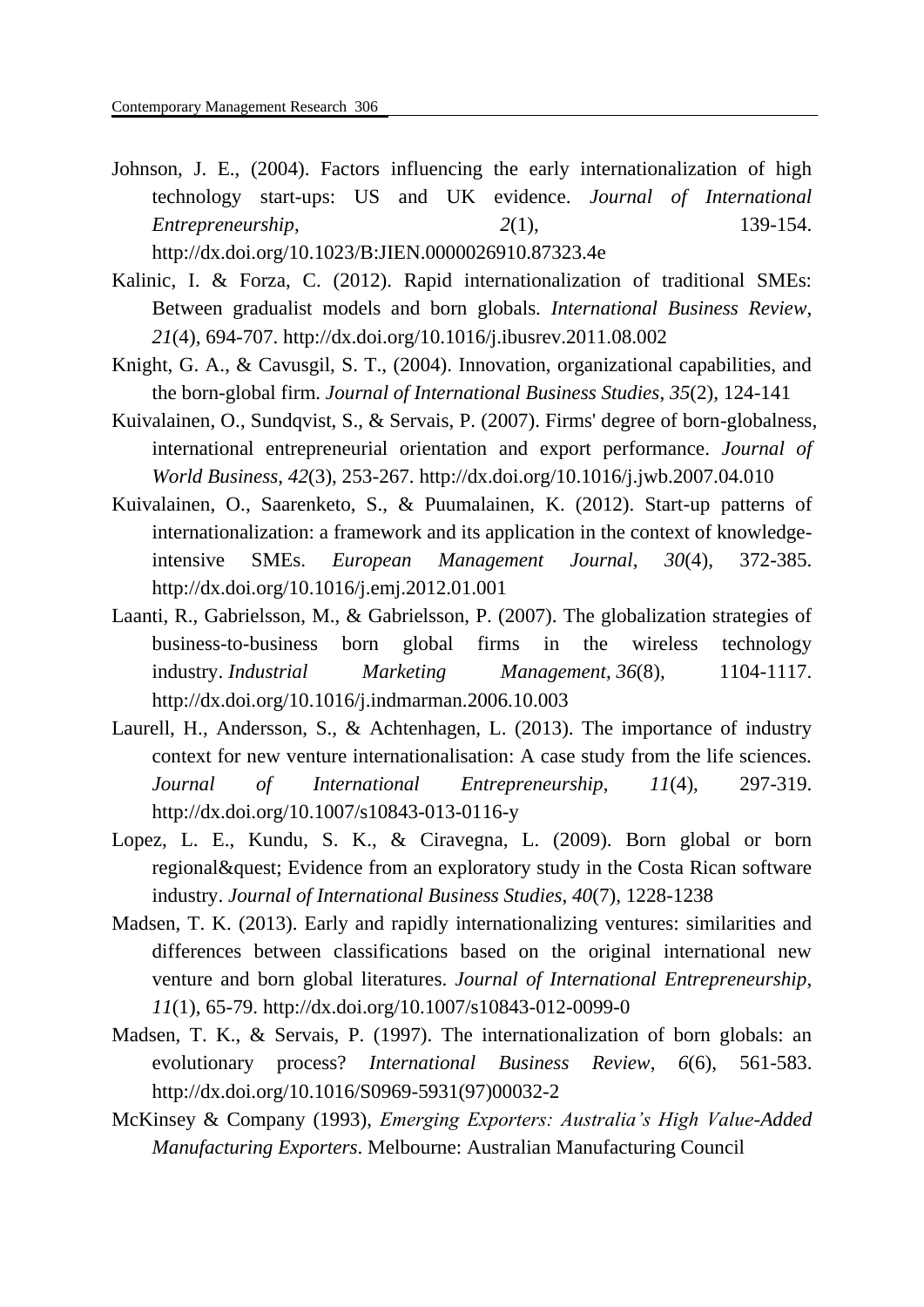Johnson, J. E., (2004). Factors influencing the early internationalization of high technology start-ups: US and UK evidence. *Journal of International Entrepreneurship*, *2*(1), 139-154. http://dx.doi.org/10.1023/B:JIEN.0000026910.87323.4e

Kalinic, I. & Forza, C. (2012). Rapid internationalization of traditional SMEs: Between gradualist models and born globals. *International Business Review*, *21*(4), 694-707. http://dx.doi.org/10.1016/j.ibusrev.2011.08.002

Knight, G. A., & Cavusgil, S. T., (2004). Innovation, organizational capabilities, and the born-global firm. *Journal of International Business Studies*, *35*(2), 124-141

Kuivalainen, O., Sundqvist, S., & Servais, P. (2007). Firms' degree of born-globalness, international entrepreneurial orientation and export performance. *Journal of World Business*, *42*(3), 253-267. http://dx.doi.org/10.1016/j.jwb.2007.04.010

Kuivalainen, O., Saarenketo, S., & Puumalainen, K. (2012). Start-up patterns of internationalization: a framework and its application in the context of knowledge-intensive SMEs. *European Management Journal*, *30*(4), 372-385. http://dx.doi.org/10.1016/j.emj.2012.01.001

Laanti, R., Gabrielsson, M., & Gabrielsson, P. (2007). The globalization strategies of business-to-business born global firms in the wireless technology industry. *Industrial Marketing Management*, *36*(8), 1104-1117. http://dx.doi.org/10.1016/j.indmarman.2006.10.003

Laurell, H., Andersson, S., & Achtenhagen, L. (2013). The importance of industry context for new venture internationalisation: A case study from the life sciences. *Journal of International Entrepreneurship*, *11*(4), 297-319. http://dx.doi.org/10.1007/s10843-013-0116-y

Lopez, L. E., Kundu, S. K., & Ciravegna, L. (2009). Born global or born regional&quest; Evidence from an exploratory study in the Costa Rican software industry. *Journal of International Business Studies*, *40*(7), 1228-1238

Madsen, T. K. (2013). Early and rapidly internationalizing ventures: similarities and differences between classifications based on the original international new venture and born global literatures. *Journal of International Entrepreneurship*, *11*(1), 65-79. http://dx.doi.org/10.1007/s10843-012-0099-0

Madsen, T. K., & Servais, P. (1997). The internationalization of born globals: an evolutionary process? *International Business Review*, *6*(6), 561-583. http://dx.doi.org/10.1016/S0969-5931(97)00032-2

McKinsey & Company (1993), *Emerging Exporters: Australia's High Value-Added Manufacturing Exporters*. Melbourne: Australian Manufacturing Council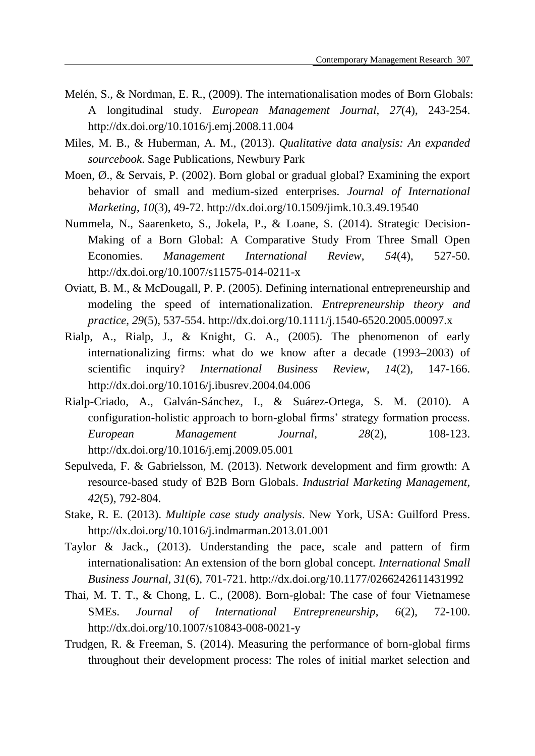Melén, S., & Nordman, E. R., (2009). The internationalisation modes of Born Globals: A longitudinal study. *European Management Journal*, *27*(4), 243-254. http://dx.doi.org/10.1016/j.emj.2008.11.004

Miles, M. B., & Huberman, A. M., (2013). *Qualitative data analysis: An expanded sourcebook*. Sage Publications, Newbury Park

Moen, Ø., & Servais, P. (2002). Born global or gradual global? Examining the export behavior of small and medium-sized enterprises. *Journal of International Marketing*, *10*(3), 49-72. http://dx.doi.org/10.1509/jimk.10.3.49.19540

Nummela, N., Saarenketo, S., Jokela, P., & Loane, S. (2014). Strategic Decision-Making of a Born Global: A Comparative Study From Three Small Open Economies. *Management International Review*, *54*(4), 527-50. http://dx.doi.org/10.1007/s11575-014-0211-x

Oviatt, B. M., & McDougall, P. P. (2005). Defining international entrepreneurship and modeling the speed of internationalization. *Entrepreneurship theory and practice*, *29*(5), 537-554. http://dx.doi.org/10.1111/j.1540-6520.2005.00097.x

Rialp, A., Rialp, J., & Knight, G. A., (2005). The phenomenon of early internationalizing firms: what do we know after a decade (1993–2003) of scientific inquiry? *International Business Review*, *14*(2), 147-166. http://dx.doi.org/10.1016/j.ibusrev.2004.04.006

Rialp-Criado, A., Galván-Sánchez, I., & Suárez-Ortega, S. M. (2010). A configuration-holistic approach to born-global firms' strategy formation process. *European Management Journal*, *28*(2), 108-123. http://dx.doi.org/10.1016/j.emj.2009.05.001

Sepulveda, F. & Gabrielsson, M. (2013). Network development and firm growth: A resource-based study of B2B Born Globals. *Industrial Marketing Management*, *42*(5), 792-804.

Stake, R. E. (2013). *Multiple case study analysis*. New York, USA: Guilford Press. http://dx.doi.org/10.1016/j.indmarman.2013.01.001

Taylor & Jack., (2013). Understanding the pace, scale and pattern of firm internationalisation: An extension of the born global concept. *International Small Business Journal*, *31*(6), 701-721. http://dx.doi.org/10.1177/0266242611431992

Thai, M. T. T., & Chong, L. C., (2008). Born-global: The case of four Vietnamese SMEs. *Journal of International Entrepreneurship*, *6*(2), 72-100. http://dx.doi.org/10.1007/s10843-008-0021-y

Trudgen, R. & Freeman, S. (2014). Measuring the performance of born-global firms throughout their development process: The roles of initial market selection and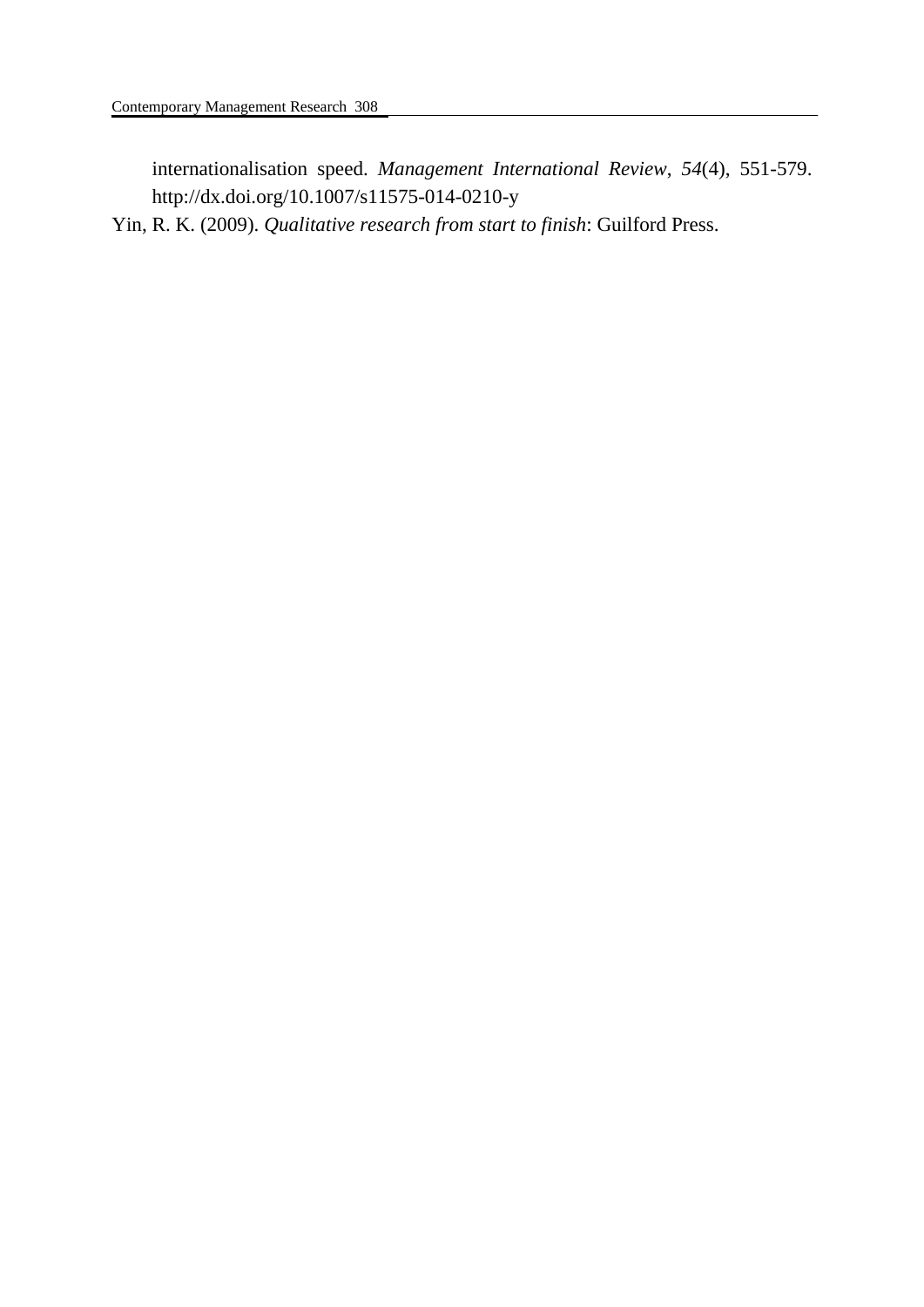internationalisation speed. *Management International Review*, *54*(4), 551-579. http://dx.doi.org/10.1007/s11575-014-0210-y

Yin, R. K. (2009). *Qualitative research from start to finish*: Guilford Press.